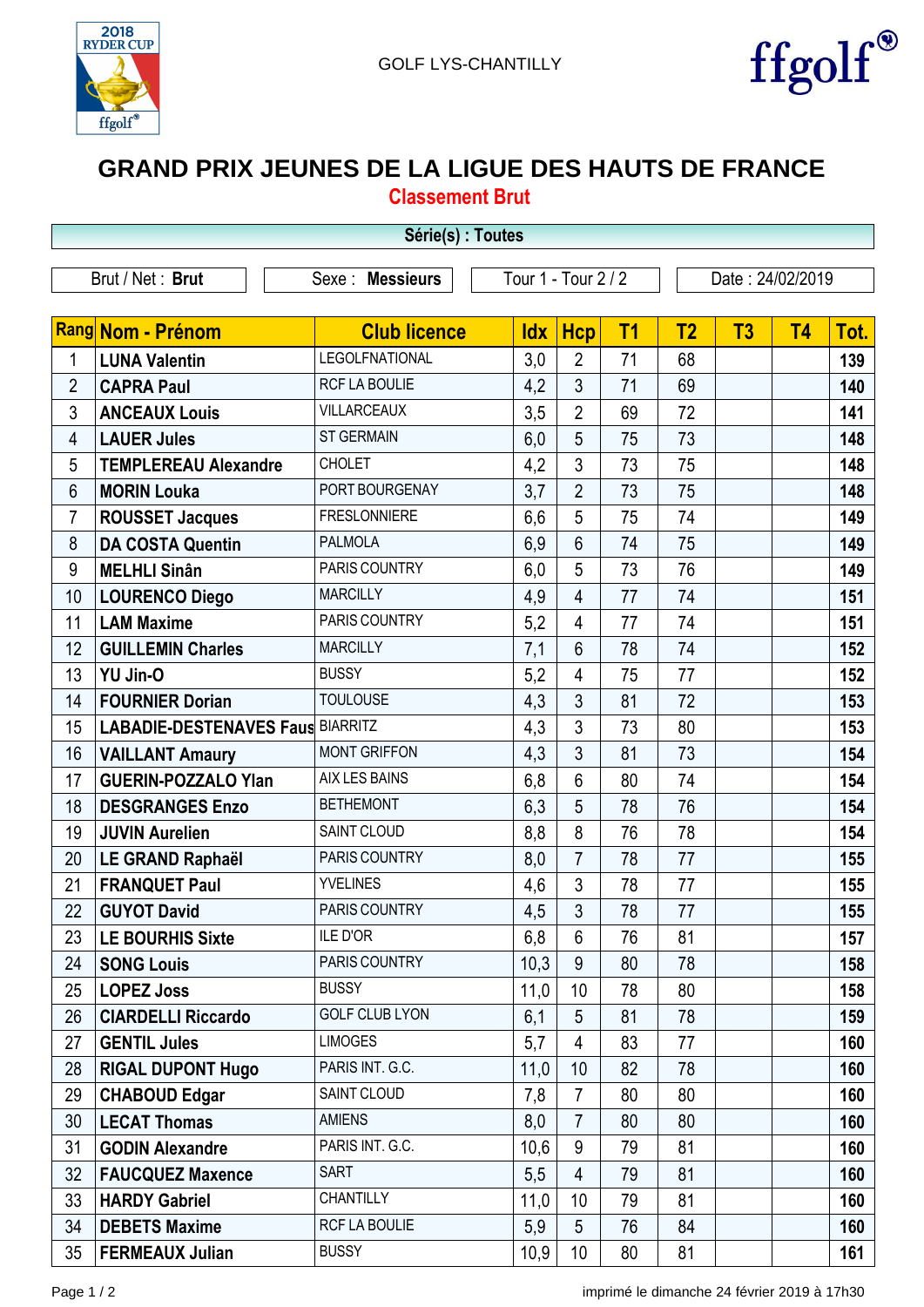GOLF LYS-CHANTILLY

# GRAND PRIX JEUNES DE LA LIGUE DES HAUTS DE FRANCE

## Classement Brut

**Série(s) : Toutes**

Brut / Net : **Brut** | Sexe : **Messieurs** | Tour 1 - Tour 2 / 2 | Date : 24/02/2019

| Rang | Nom - Prénom | Club licence | Idx | Hcp | T1 | T2 | T3 | T4 | Tot. |
|---|---|---|---|---|---|---|---|---|---|
| 1 | LUNA Valentin | LEGOLFNATIONAL | 3,0 | 2 | 71 | 68 | | | 139 |
| 2 | CAPRA Paul | RCF LA BOULIE | 4,2 | 3 | 71 | 69 | | | 140 |
| 3 | ANCEAUX Louis | VILLARCEAUX | 3,5 | 2 | 69 | 72 | | | 141 |
| 4 | LAUER Jules | ST GERMAIN | 6,0 | 5 | 75 | 73 | | | 148 |
| 5 | TEMPLEREAU Alexandre | CHOLET | 4,2 | 3 | 73 | 75 | | | 148 |
| 6 | MORIN Louka | PORT BOURGENAY | 3,7 | 2 | 73 | 75 | | | 148 |
| 7 | ROUSSET Jacques | FRESLONNIERE | 6,6 | 5 | 75 | 74 | | | 149 |
| 8 | DA COSTA Quentin | PALMOLA | 6,9 | 6 | 74 | 75 | | | 149 |
| 9 | MELHLI Sinân | PARIS COUNTRY | 6,0 | 5 | 73 | 76 | | | 149 |
| 10 | LOURENCO Diego | MARCILLY | 4,9 | 4 | 77 | 74 | | | 151 |
| 11 | LAM Maxime | PARIS COUNTRY | 5,2 | 4 | 77 | 74 | | | 151 |
| 12 | GUILLEMIN Charles | MARCILLY | 7,1 | 6 | 78 | 74 | | | 152 |
| 13 | YU Jin-O | BUSSY | 5,2 | 4 | 75 | 77 | | | 152 |
| 14 | FOURNIER Dorian | TOULOUSE | 4,3 | 3 | 81 | 72 | | | 153 |
| 15 | LABADIE-DESTENAVES Faus | BIARRITZ | 4,3 | 3 | 73 | 80 | | | 153 |
| 16 | VAILLANT Amaury | MONT GRIFFON | 4,3 | 3 | 81 | 73 | | | 154 |
| 17 | GUERIN-POZZALO Ylan | AIX LES BAINS | 6,8 | 6 | 80 | 74 | | | 154 |
| 18 | DESGRANGES Enzo | BETHEMONT | 6,3 | 5 | 78 | 76 | | | 154 |
| 19 | JUVIN Aurelien | SAINT CLOUD | 8,8 | 8 | 76 | 78 | | | 154 |
| 20 | LE GRAND Raphaël | PARIS COUNTRY | 8,0 | 7 | 78 | 77 | | | 155 |
| 21 | FRANQUET Paul | YVELINES | 4,6 | 3 | 78 | 77 | | | 155 |
| 22 | GUYOT David | PARIS COUNTRY | 4,5 | 3 | 78 | 77 | | | 155 |
| 23 | LE BOURHIS Sixte | ILE D'OR | 6,8 | 6 | 76 | 81 | | | 157 |
| 24 | SONG Louis | PARIS COUNTRY | 10,3 | 9 | 80 | 78 | | | 158 |
| 25 | LOPEZ Joss | BUSSY | 11,0 | 10 | 78 | 80 | | | 158 |
| 26 | CIARDELLI Riccardo | GOLF CLUB LYON | 6,1 | 5 | 81 | 78 | | | 159 |
| 27 | GENTIL Jules | LIMOGES | 5,7 | 4 | 83 | 77 | | | 160 |
| 28 | RIGAL DUPONT Hugo | PARIS INT. G.C. | 11,0 | 10 | 82 | 78 | | | 160 |
| 29 | CHABOUD Edgar | SAINT CLOUD | 7,8 | 7 | 80 | 80 | | | 160 |
| 30 | LECAT Thomas | AMIENS | 8,0 | 7 | 80 | 80 | | | 160 |
| 31 | GODIN Alexandre | PARIS INT. G.C. | 10,6 | 9 | 79 | 81 | | | 160 |
| 32 | FAUCQUEZ Maxence | SART | 5,5 | 4 | 79 | 81 | | | 160 |
| 33 | HARDY Gabriel | CHANTILLY | 11,0 | 10 | 79 | 81 | | | 160 |
| 34 | DEBETS Maxime | RCF LA BOULIE | 5,9 | 5 | 76 | 84 | | | 160 |
| 35 | FERMEAUX Julian | BUSSY | 10,9 | 10 | 80 | 81 | | | 161 |

imprimé le dimanche 24 février 2019 à 17h30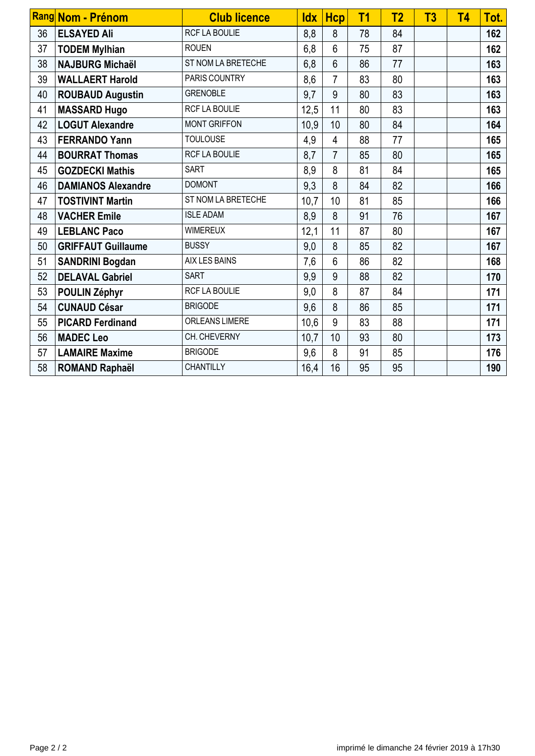| Rang | Nom - Prénom | Club licence | Idx | Hcp | T1 | T2 | T3 | T4 | Tot. |
|---|---|---|---|---|---|---|---|---|---|
| 36 | **ELSAYED Ali** | RCF LA BOULIE | 8,8 | 8 | 78 | 84 | | | **162** |
| 37 | **TODEM Mylhian** | ROUEN | 6,8 | 6 | 75 | 87 | | | **162** |
| 38 | **NAJBURG Michaël** | ST NOM LA BRETECHE | 6,8 | 6 | 86 | 77 | | | **163** |
| 39 | **WALLAERT Harold** | PARIS COUNTRY | 8,6 | 7 | 83 | 80 | | | **163** |
| 40 | **ROUBAUD Augustin** | GRENOBLE | 9,7 | 9 | 80 | 83 | | | **163** |
| 41 | **MASSARD Hugo** | RCF LA BOULIE | 12,5 | 11 | 80 | 83 | | | **163** |
| 42 | **LOGUT Alexandre** | MONT GRIFFON | 10,9 | 10 | 80 | 84 | | | **164** |
| 43 | **FERRANDO Yann** | TOULOUSE | 4,9 | 4 | 88 | 77 | | | **165** |
| 44 | **BOURRAT Thomas** | RCF LA BOULIE | 8,7 | 7 | 85 | 80 | | | **165** |
| 45 | **GOZDECKI Mathis** | SART | 8,9 | 8 | 81 | 84 | | | **165** |
| 46 | **DAMIANOS Alexandre** | DOMONT | 9,3 | 8 | 84 | 82 | | | **166** |
| 47 | **TOSTIVINT Martin** | ST NOM LA BRETECHE | 10,7 | 10 | 81 | 85 | | | **166** |
| 48 | **VACHER Emile** | ISLE ADAM | 8,9 | 8 | 91 | 76 | | | **167** |
| 49 | **LEBLANC Paco** | WIMEREUX | 12,1 | 11 | 87 | 80 | | | **167** |
| 50 | **GRIFFAUT Guillaume** | BUSSY | 9,0 | 8 | 85 | 82 | | | **167** |
| 51 | **SANDRINI Bogdan** | AIX LES BAINS | 7,6 | 6 | 86 | 82 | | | **168** |
| 52 | **DELAVAL Gabriel** | SART | 9,9 | 9 | 88 | 82 | | | **170** |
| 53 | **POULIN Zéphyr** | RCF LA BOULIE | 9,0 | 8 | 87 | 84 | | | **171** |
| 54 | **CUNAUD César** | BRIGODE | 9,6 | 8 | 86 | 85 | | | **171** |
| 55 | **PICARD Ferdinand** | ORLEANS LIMERE | 10,6 | 9 | 83 | 88 | | | **171** |
| 56 | **MADEC Leo** | CH. CHEVERNY | 10,7 | 10 | 93 | 80 | | | **173** |
| 57 | **LAMAIRE Maxime** | BRIGODE | 9,6 | 8 | 91 | 85 | | | **176** |
| 58 | **ROMAND Raphaël** | CHANTILLY | 16,4 | 16 | 95 | 95 | | | **190** |

imprimé le dimanche 24 février 2019 à 17h30